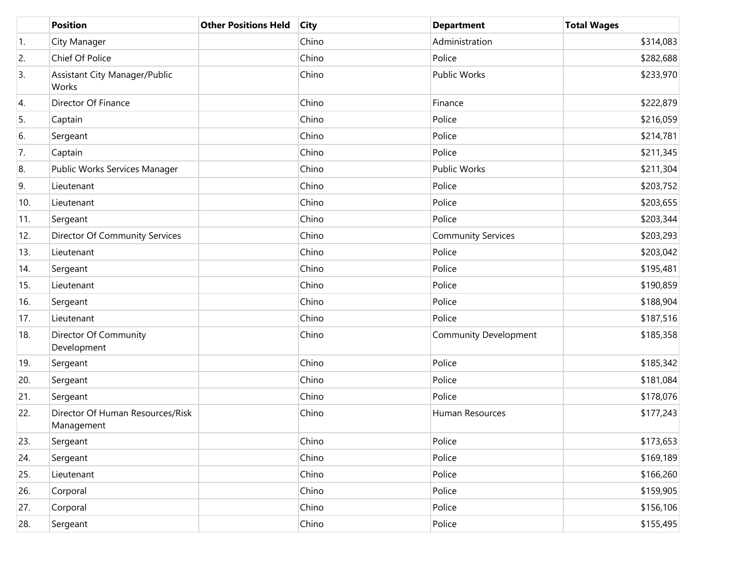| | Position | Other Positions Held | City | Department | Total Wages |
|---|---|---|---|---|---|
| 1. | City Manager | | Chino | Administration | $314,083 |
| 2. | Chief Of Police | | Chino | Police | $282,688 |
| 3. | Assistant City Manager/Public Works | | Chino | Public Works | $233,970 |
| 4. | Director Of Finance | | Chino | Finance | $222,879 |
| 5. | Captain | | Chino | Police | $216,059 |
| 6. | Sergeant | | Chino | Police | $214,781 |
| 7. | Captain | | Chino | Police | $211,345 |
| 8. | Public Works Services Manager | | Chino | Public Works | $211,304 |
| 9. | Lieutenant | | Chino | Police | $203,752 |
| 10. | Lieutenant | | Chino | Police | $203,655 |
| 11. | Sergeant | | Chino | Police | $203,344 |
| 12. | Director Of Community Services | | Chino | Community Services | $203,293 |
| 13. | Lieutenant | | Chino | Police | $203,042 |
| 14. | Sergeant | | Chino | Police | $195,481 |
| 15. | Lieutenant | | Chino | Police | $190,859 |
| 16. | Sergeant | | Chino | Police | $188,904 |
| 17. | Lieutenant | | Chino | Police | $187,516 |
| 18. | Director Of Community Development | | Chino | Community Development | $185,358 |
| 19. | Sergeant | | Chino | Police | $185,342 |
| 20. | Sergeant | | Chino | Police | $181,084 |
| 21. | Sergeant | | Chino | Police | $178,076 |
| 22. | Director Of Human Resources/Risk Management | | Chino | Human Resources | $177,243 |
| 23. | Sergeant | | Chino | Police | $173,653 |
| 24. | Sergeant | | Chino | Police | $169,189 |
| 25. | Lieutenant | | Chino | Police | $166,260 |
| 26. | Corporal | | Chino | Police | $159,905 |
| 27. | Corporal | | Chino | Police | $156,106 |
| 28. | Sergeant | | Chino | Police | $155,495 |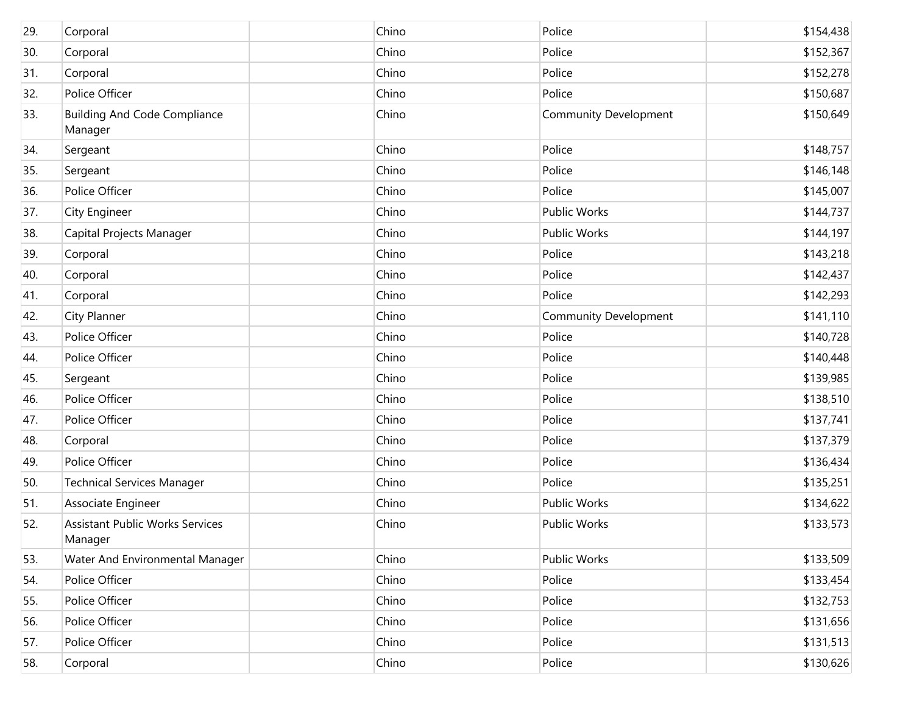| | | | | | |
|---|---|---|---|---|---|
| 29. | Corporal | | Chino | Police | $154,438 |
| 30. | Corporal | | Chino | Police | $152,367 |
| 31. | Corporal | | Chino | Police | $152,278 |
| 32. | Police Officer | | Chino | Police | $150,687 |
| 33. | Building And Code Compliance Manager | | Chino | Community Development | $150,649 |
| 34. | Sergeant | | Chino | Police | $148,757 |
| 35. | Sergeant | | Chino | Police | $146,148 |
| 36. | Police Officer | | Chino | Police | $145,007 |
| 37. | City Engineer | | Chino | Public Works | $144,737 |
| 38. | Capital Projects Manager | | Chino | Public Works | $144,197 |
| 39. | Corporal | | Chino | Police | $143,218 |
| 40. | Corporal | | Chino | Police | $142,437 |
| 41. | Corporal | | Chino | Police | $142,293 |
| 42. | City Planner | | Chino | Community Development | $141,110 |
| 43. | Police Officer | | Chino | Police | $140,728 |
| 44. | Police Officer | | Chino | Police | $140,448 |
| 45. | Sergeant | | Chino | Police | $139,985 |
| 46. | Police Officer | | Chino | Police | $138,510 |
| 47. | Police Officer | | Chino | Police | $137,741 |
| 48. | Corporal | | Chino | Police | $137,379 |
| 49. | Police Officer | | Chino | Police | $136,434 |
| 50. | Technical Services Manager | | Chino | Police | $135,251 |
| 51. | Associate Engineer | | Chino | Public Works | $134,622 |
| 52. | Assistant Public Works Services Manager | | Chino | Public Works | $133,573 |
| 53. | Water And Environmental Manager | | Chino | Public Works | $133,509 |
| 54. | Police Officer | | Chino | Police | $133,454 |
| 55. | Police Officer | | Chino | Police | $132,753 |
| 56. | Police Officer | | Chino | Police | $131,656 |
| 57. | Police Officer | | Chino | Police | $131,513 |
| 58. | Corporal | | Chino | Police | $130,626 |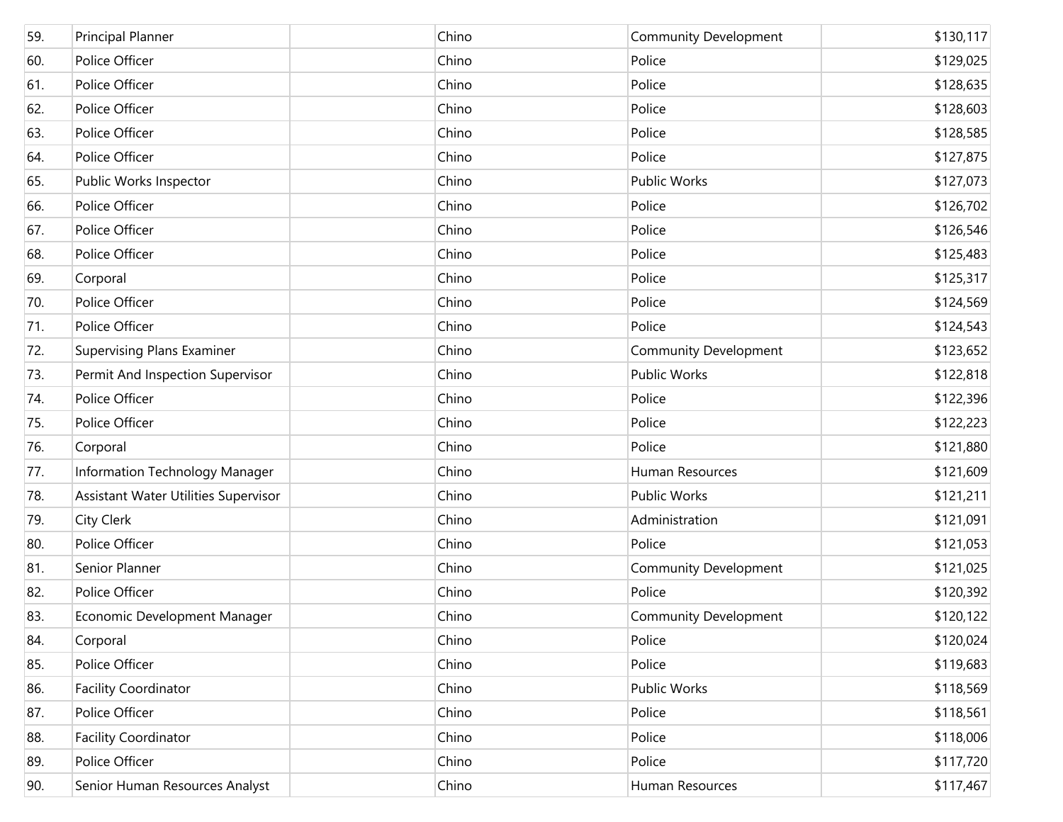| | | | | | |
|---|---|---|---|---|---|
| 59. | Principal Planner | | Chino | Community Development | $130,117 |
| 60. | Police Officer | | Chino | Police | $129,025 |
| 61. | Police Officer | | Chino | Police | $128,635 |
| 62. | Police Officer | | Chino | Police | $128,603 |
| 63. | Police Officer | | Chino | Police | $128,585 |
| 64. | Police Officer | | Chino | Police | $127,875 |
| 65. | Public Works Inspector | | Chino | Public Works | $127,073 |
| 66. | Police Officer | | Chino | Police | $126,702 |
| 67. | Police Officer | | Chino | Police | $126,546 |
| 68. | Police Officer | | Chino | Police | $125,483 |
| 69. | Corporal | | Chino | Police | $125,317 |
| 70. | Police Officer | | Chino | Police | $124,569 |
| 71. | Police Officer | | Chino | Police | $124,543 |
| 72. | Supervising Plans Examiner | | Chino | Community Development | $123,652 |
| 73. | Permit And Inspection Supervisor | | Chino | Public Works | $122,818 |
| 74. | Police Officer | | Chino | Police | $122,396 |
| 75. | Police Officer | | Chino | Police | $122,223 |
| 76. | Corporal | | Chino | Police | $121,880 |
| 77. | Information Technology Manager | | Chino | Human Resources | $121,609 |
| 78. | Assistant Water Utilities Supervisor | | Chino | Public Works | $121,211 |
| 79. | City Clerk | | Chino | Administration | $121,091 |
| 80. | Police Officer | | Chino | Police | $121,053 |
| 81. | Senior Planner | | Chino | Community Development | $121,025 |
| 82. | Police Officer | | Chino | Police | $120,392 |
| 83. | Economic Development Manager | | Chino | Community Development | $120,122 |
| 84. | Corporal | | Chino | Police | $120,024 |
| 85. | Police Officer | | Chino | Police | $119,683 |
| 86. | Facility Coordinator | | Chino | Public Works | $118,569 |
| 87. | Police Officer | | Chino | Police | $118,561 |
| 88. | Facility Coordinator | | Chino | Police | $118,006 |
| 89. | Police Officer | | Chino | Police | $117,720 |
| 90. | Senior Human Resources Analyst | | Chino | Human Resources | $117,467 |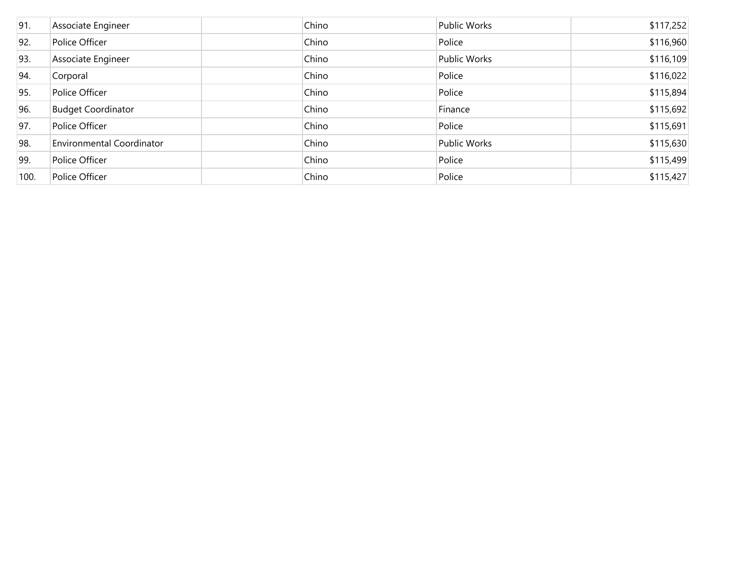| | | | | | |
|---|---|---|---|---|---|
| 91. | Associate Engineer | | Chino | Public Works | $117,252 |
| 92. | Police Officer | | Chino | Police | $116,960 |
| 93. | Associate Engineer | | Chino | Public Works | $116,109 |
| 94. | Corporal | | Chino | Police | $116,022 |
| 95. | Police Officer | | Chino | Police | $115,894 |
| 96. | Budget Coordinator | | Chino | Finance | $115,692 |
| 97. | Police Officer | | Chino | Police | $115,691 |
| 98. | Environmental Coordinator | | Chino | Public Works | $115,630 |
| 99. | Police Officer | | Chino | Police | $115,499 |
| 100. | Police Officer | | Chino | Police | $115,427 |